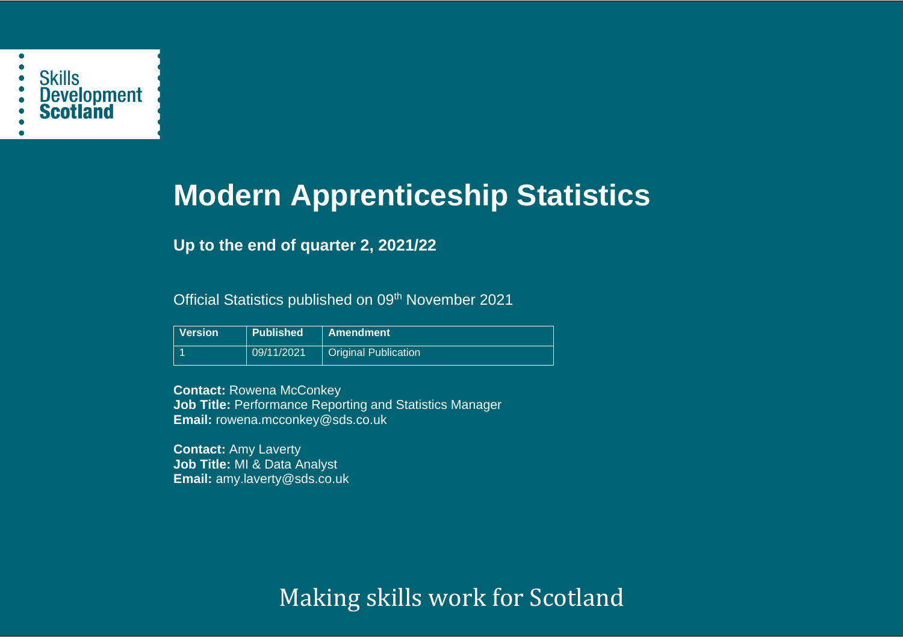Skills Development Scotland

# Modern Apprenticeship Statistics

**Up to the end of quarter 2, 2021/22**

Official Statistics published on 09th November 2021

| Version | Published | Amendment |
|---|---|---|
| 1 | 09/11/2021 | Original Publication |

**Contact:** Rowena McConkey
**Job Title:** Performance Reporting and Statistics Manager
**Email:** rowena.mcconkey@sds.co.uk

**Contact:** Amy Laverty
**Job Title:** MI & Data Analyst
**Email:** amy.laverty@sds.co.uk

Making skills work for Scotland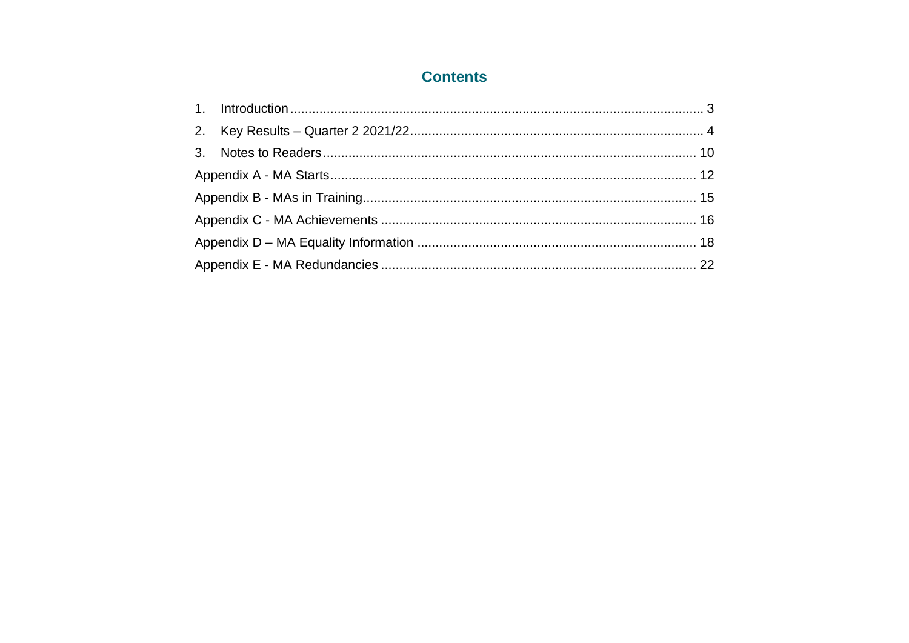## Contents

1. Introduction .................................................................................................................. 3
2. Key Results – Quarter 2 2021/22 ................................................................................ 4
3. Notes to Readers ...................................................................................................... 10

Appendix A - MA Starts ..................................................................................................... 12

Appendix B - MAs in Training ........................................................................................... 15

Appendix C - MA Achievements ....................................................................................... 16

Appendix D – MA Equality Information ............................................................................. 18

Appendix E - MA Redundancies ....................................................................................... 22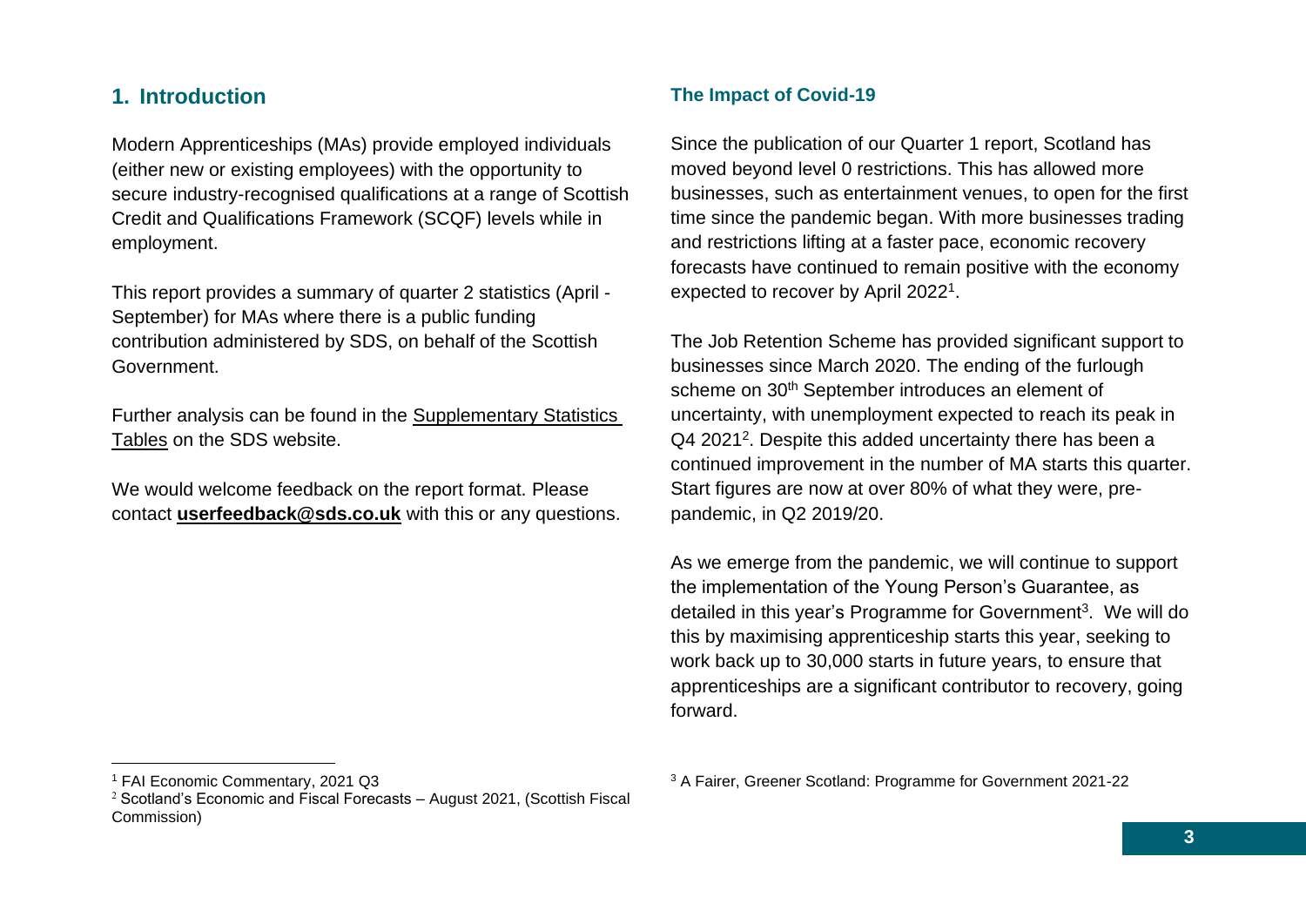## 1. Introduction

Modern Apprenticeships (MAs) provide employed individuals (either new or existing employees) with the opportunity to secure industry-recognised qualifications at a range of Scottish Credit and Qualifications Framework (SCQF) levels while in employment.

This report provides a summary of quarter 2 statistics (April - September) for MAs where there is a public funding contribution administered by SDS, on behalf of the Scottish Government.

Further analysis can be found in the Supplementary Statistics Tables on the SDS website.

We would welcome feedback on the report format. Please contact **userfeedback@sds.co.uk** with this or any questions.

### The Impact of Covid-19

Since the publication of our Quarter 1 report, Scotland has moved beyond level 0 restrictions. This has allowed more businesses, such as entertainment venues, to open for the first time since the pandemic began. With more businesses trading and restrictions lifting at a faster pace, economic recovery forecasts have continued to remain positive with the economy expected to recover by April 2022[1].

The Job Retention Scheme has provided significant support to businesses since March 2020. The ending of the furlough scheme on 30th September introduces an element of uncertainty, with unemployment expected to reach its peak in Q4 2021[2]. Despite this added uncertainty there has been a continued improvement in the number of MA starts this quarter. Start figures are now at over 80% of what they were, pre-pandemic, in Q2 2019/20.

As we emerge from the pandemic, we will continue to support the implementation of the Young Person's Guarantee, as detailed in this year's Programme for Government[3]. We will do this by maximising apprenticeship starts this year, seeking to work back up to 30,000 starts in future years, to ensure that apprenticeships are a significant contributor to recovery, going forward.

---

[1] FAI Economic Commentary, 2021 Q3

[2] Scotland's Economic and Fiscal Forecasts – August 2021, (Scottish Fiscal Commission)

[3] A Fairer, Greener Scotland: Programme for Government 2021-22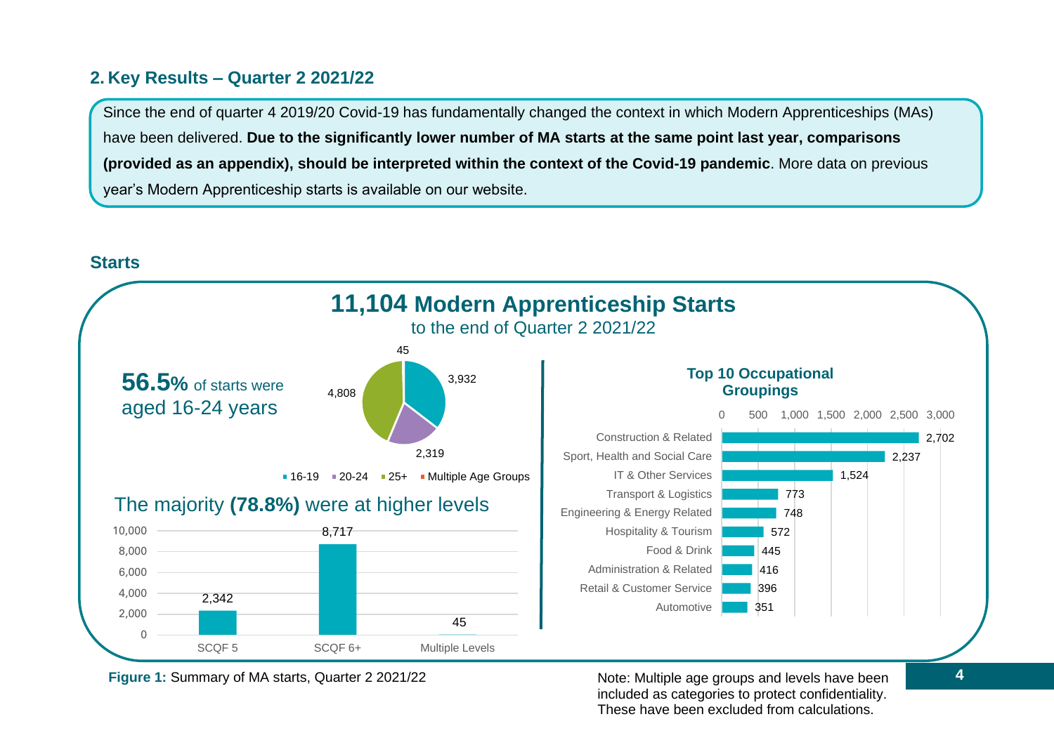## 2. Key Results – Quarter 2 2021/22

Since the end of quarter 4 2019/20 Covid-19 has fundamentally changed the context in which Modern Apprenticeships (MAs) have been delivered. **Due to the significantly lower number of MA starts at the same point last year, comparisons (provided as an appendix), should be interpreted within the context of the Covid-19 pandemic**. More data on previous year's Modern Apprenticeship starts is available on our website.

### Starts

**11,104 Modern Apprenticeship Starts**
to the end of Quarter 2 2021/22

**56.5%** of starts were aged 16-24 years

| Age group | Starts |
|---|---|
| 16-19 | 3,932 |
| 20-24 | 2,319 |
| 25+ | 4,808 |
| Multiple Age Groups | 45 |

The majority **(78.8%)** were at higher levels

| Level | Starts |
|---|---|
| SCQF 5 | 2,342 |
| SCQF 6+ | 8,717 |
| Multiple Levels | 45 |

**Top 10 Occupational Groupings**

| Occupational Grouping | Starts |
|---|---|
| Construction & Related | 2,702 |
| Sport, Health and Social Care | 2,237 |
| IT & Other Services | 1,524 |
| Transport & Logistics | 773 |
| Engineering & Energy Related | 748 |
| Hospitality & Tourism | 572 |
| Food & Drink | 445 |
| Administration & Related | 416 |
| Retail & Customer Service | 396 |
| Automotive | 351 |

**Figure 1:** Summary of MA starts, Quarter 2 2021/22

Note: Multiple age groups and levels have been included as categories to protect confidentiality. These have been excluded from calculations.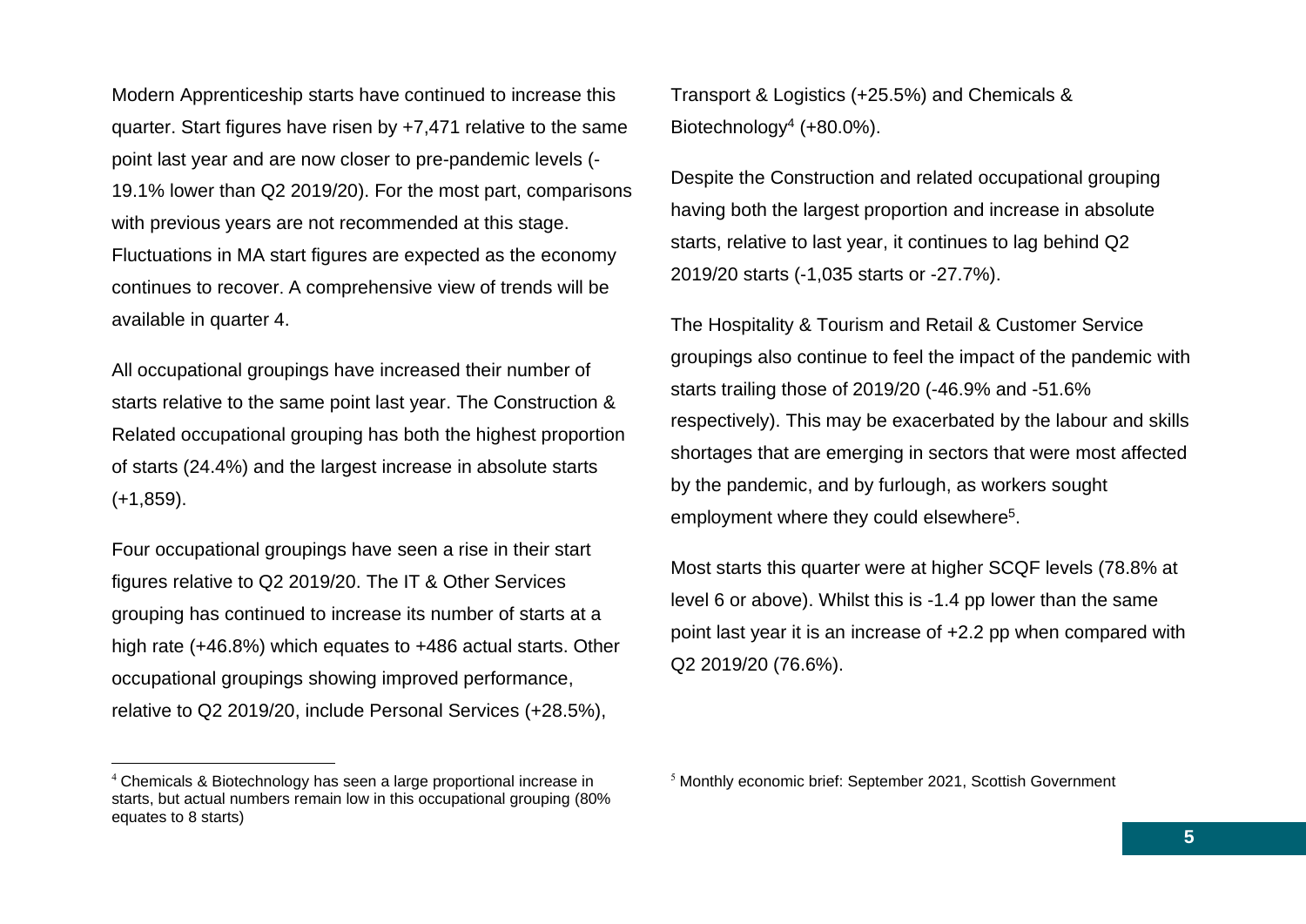Modern Apprenticeship starts have continued to increase this quarter. Start figures have risen by +7,471 relative to the same point last year and are now closer to pre-pandemic levels (-19.1% lower than Q2 2019/20). For the most part, comparisons with previous years are not recommended at this stage. Fluctuations in MA start figures are expected as the economy continues to recover. A comprehensive view of trends will be available in quarter 4.

All occupational groupings have increased their number of starts relative to the same point last year. The Construction & Related occupational grouping has both the highest proportion of starts (24.4%) and the largest increase in absolute starts (+1,859).

Four occupational groupings have seen a rise in their start figures relative to Q2 2019/20. The IT & Other Services grouping has continued to increase its number of starts at a high rate (+46.8%) which equates to +486 actual starts. Other occupational groupings showing improved performance, relative to Q2 2019/20, include Personal Services (+28.5%), Transport & Logistics (+25.5%) and Chemicals & Biotechnology[4] (+80.0%).

Despite the Construction and related occupational grouping having both the largest proportion and increase in absolute starts, relative to last year, it continues to lag behind Q2 2019/20 starts (-1,035 starts or -27.7%).

The Hospitality & Tourism and Retail & Customer Service groupings also continue to feel the impact of the pandemic with starts trailing those of 2019/20 (-46.9% and -51.6% respectively). This may be exacerbated by the labour and skills shortages that are emerging in sectors that were most affected by the pandemic, and by furlough, as workers sought employment where they could elsewhere[5].

Most starts this quarter were at higher SCQF levels (78.8% at level 6 or above). Whilst this is -1.4 pp lower than the same point last year it is an increase of +2.2 pp when compared with Q2 2019/20 (76.6%).

---

[4] Chemicals & Biotechnology has seen a large proportional increase in starts, but actual numbers remain low in this occupational grouping (80% equates to 8 starts)

[5] Monthly economic brief: September 2021, Scottish Government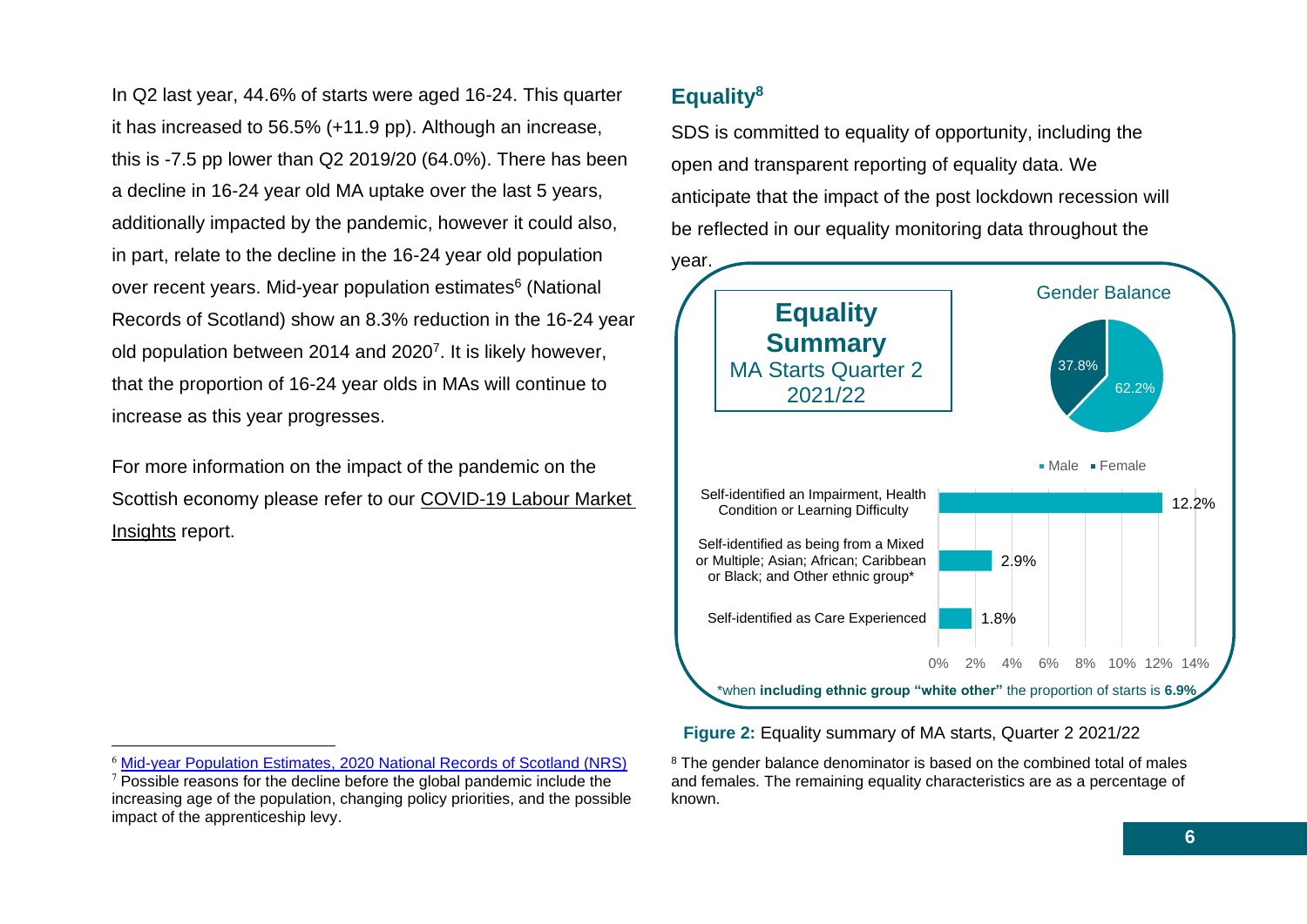In Q2 last year, 44.6% of starts were aged 16-24. This quarter it has increased to 56.5% (+11.9 pp). Although an increase, this is -7.5 pp lower than Q2 2019/20 (64.0%). There has been a decline in 16-24 year old MA uptake over the last 5 years, additionally impacted by the pandemic, however it could also, in part, relate to the decline in the 16-24 year old population over recent years. Mid-year population estimates[6] (National Records of Scotland) show an 8.3% reduction in the 16-24 year old population between 2014 and 2020[7]. It is likely however, that the proportion of 16-24 year olds in MAs will continue to increase as this year progresses.

For more information on the impact of the pandemic on the Scottish economy please refer to our COVID-19 Labour Market Insights report.

## Equality[8]

SDS is committed to equality of opportunity, including the open and transparent reporting of equality data. We anticipate that the impact of the post lockdown recession will be reflected in our equality monitoring data throughout the year.

**Equality Summary**
MA Starts Quarter 2 2021/22

Gender Balance

| Gender | Percentage |
| --- | --- |
| Male | 37.8% |
| Female | 62.2% |

| Characteristic | Percentage |
| --- | --- |
| Self-identified an Impairment, Health Condition or Learning Difficulty | 12.2% |
| Self-identified as being from a Mixed or Multiple; Asian; African; Caribbean or Black; and Other ethnic group* | 2.9% |
| Self-identified as Care Experienced | 1.8% |

*when **including ethnic group "white other"** the proportion of starts is **6.9%**

**Figure 2:** Equality summary of MA starts, Quarter 2 2021/22

---

[6] Mid-year Population Estimates, 2020 National Records of Scotland (NRS)

[7] Possible reasons for the decline before the global pandemic include the increasing age of the population, changing policy priorities, and the possible impact of the apprenticeship levy.

[8] The gender balance denominator is based on the combined total of males and females. The remaining equality characteristics are as a percentage of known.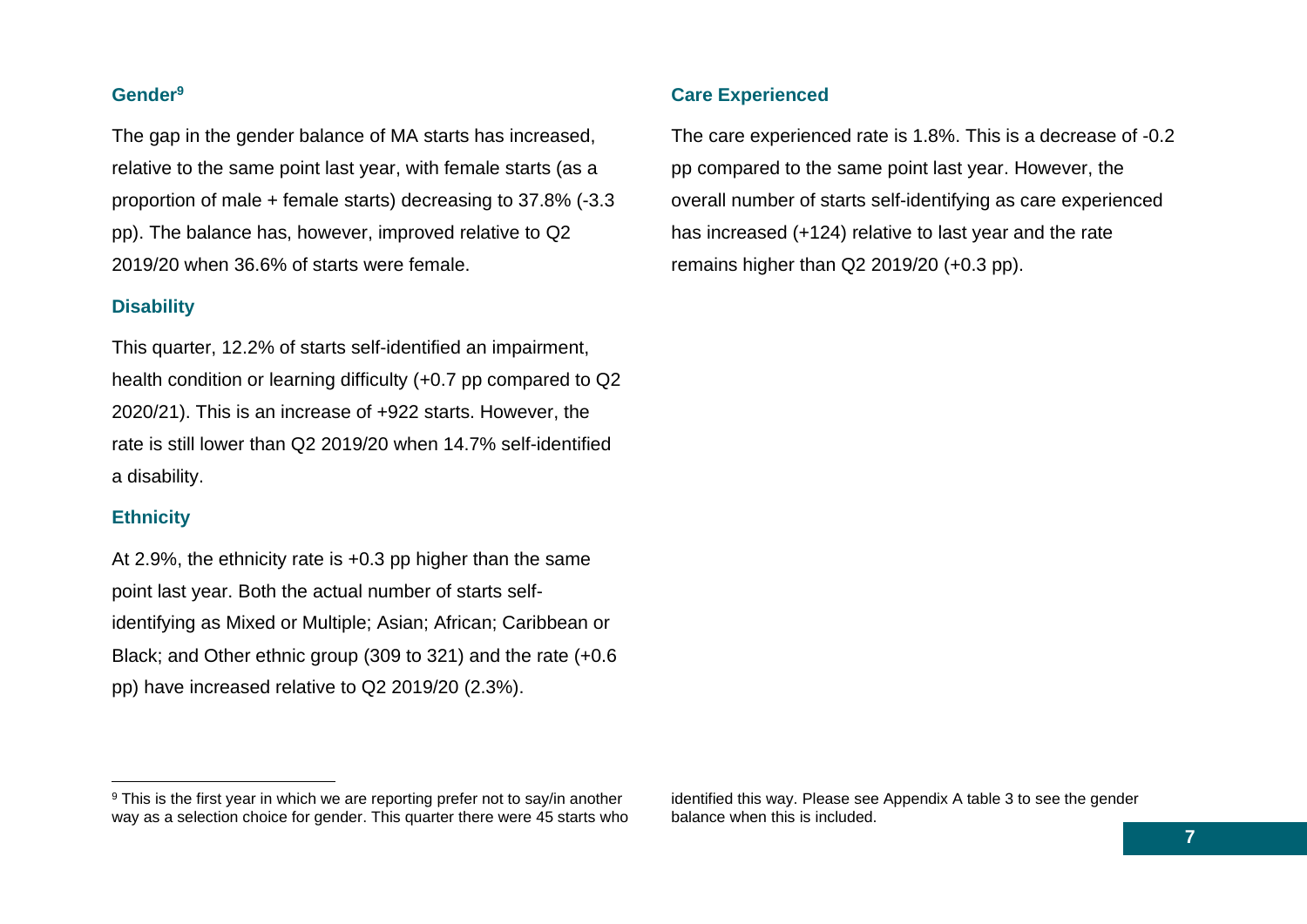### Gender[9]

The gap in the gender balance of MA starts has increased, relative to the same point last year, with female starts (as a proportion of male + female starts) decreasing to 37.8% (-3.3 pp). The balance has, however, improved relative to Q2 2019/20 when 36.6% of starts were female.

### Disability

This quarter, 12.2% of starts self-identified an impairment, health condition or learning difficulty (+0.7 pp compared to Q2 2020/21). This is an increase of +922 starts. However, the rate is still lower than Q2 2019/20 when 14.7% self-identified a disability.

### Ethnicity

At 2.9%, the ethnicity rate is +0.3 pp higher than the same point last year. Both the actual number of starts self-identifying as Mixed or Multiple; Asian; African; Caribbean or Black; and Other ethnic group (309 to 321) and the rate (+0.6 pp) have increased relative to Q2 2019/20 (2.3%).

### Care Experienced

The care experienced rate is 1.8%. This is a decrease of -0.2 pp compared to the same point last year. However, the overall number of starts self-identifying as care experienced has increased (+124) relative to last year and the rate remains higher than Q2 2019/20 (+0.3 pp).

---

[9] This is the first year in which we are reporting prefer not to say/in another way as a selection choice for gender. This quarter there were 45 starts who identified this way. Please see Appendix A table 3 to see the gender balance when this is included.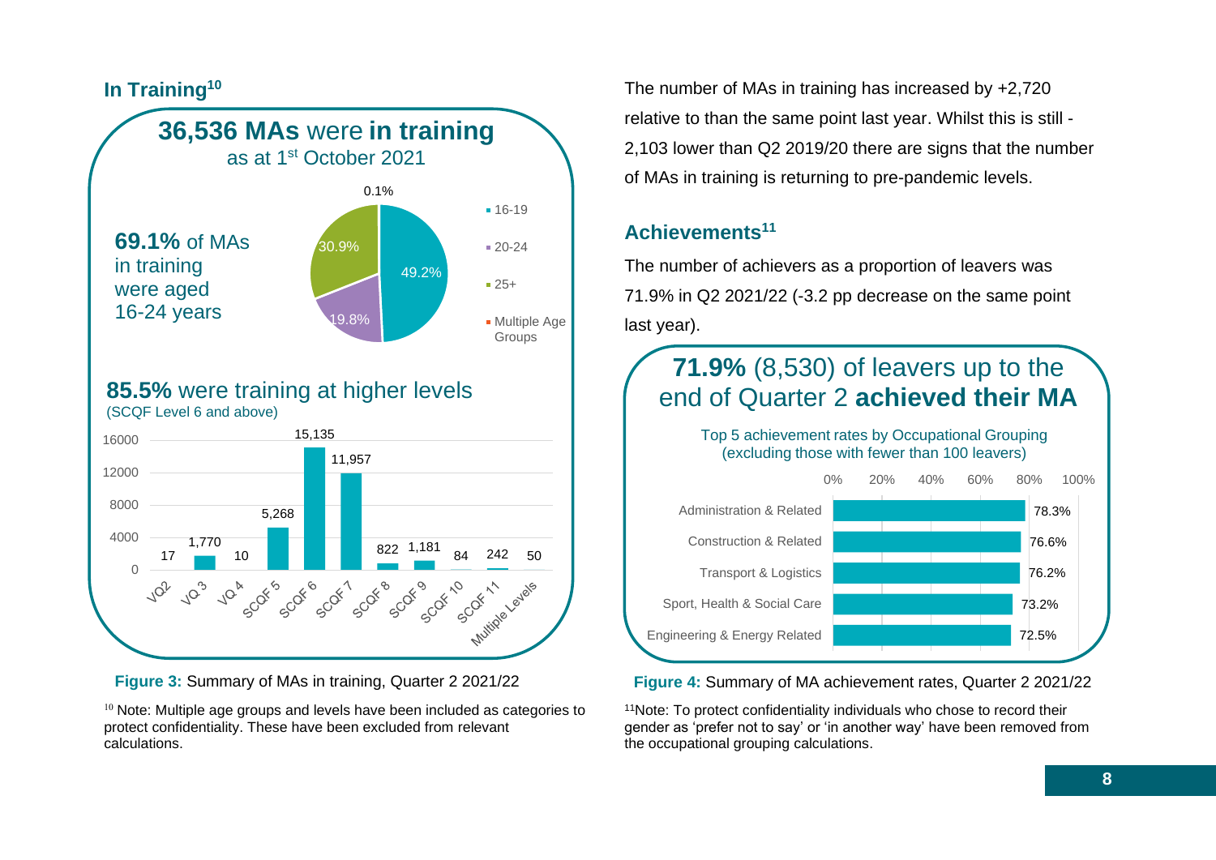## In Training[10]

**36,536 MAs** were **in training**
as at 1st October 2021

**69.1%** of MAs in training were aged 16-24 years

| Age group | Share |
|---|---|
| 16-19 | 49.2% |
| 20-24 | 19.8% |
| 25+ | 30.9% |
| Multiple Age Groups | 0.1% |

**85.5%** were training at higher levels
(SCQF Level 6 and above)

| Level | MAs in training |
|---|---|
| VQ2 | 17 |
| VQ 3 | 1,770 |
| VQ 4 | 10 |
| SCQF 5 | 5,268 |
| SCQF 6 | 15,135 |
| SCQF 7 | 11,957 |
| SCQF 8 | 822 |
| SCQF 9 | 1,181 |
| SCQF 10 | 84 |
| SCQF 11 | 242 |
| Multiple Levels | 50 |

**Figure 3:** Summary of MAs in training, Quarter 2 2021/22

[10] Note: Multiple age groups and levels have been included as categories to protect confidentiality. These have been excluded from relevant calculations.

The number of MAs in training has increased by +2,720 relative to than the same point last year. Whilst this is still -2,103 lower than Q2 2019/20 there are signs that the number of MAs in training is returning to pre-pandemic levels.

## Achievements[11]

The number of achievers as a proportion of leavers was 71.9% in Q2 2021/22 (-3.2 pp decrease on the same point last year).

**71.9%** (8,530) of leavers up to the end of Quarter 2 **achieved their MA**

Top 5 achievement rates by Occupational Grouping
(excluding those with fewer than 100 leavers)

| Occupational Grouping | Achievement rate |
|---|---|
| Administration & Related | 78.3% |
| Construction & Related | 76.6% |
| Transport & Logistics | 76.2% |
| Sport, Health & Social Care | 73.2% |
| Engineering & Energy Related | 72.5% |

**Figure 4:** Summary of MA achievement rates, Quarter 2 2021/22

[11] Note: To protect confidentiality individuals who chose to record their gender as 'prefer not to say' or 'in another way' have been removed from the occupational grouping calculations.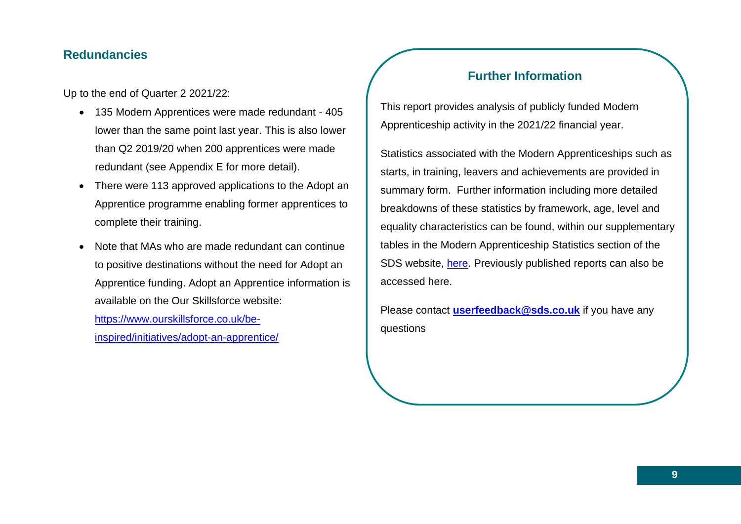## Redundancies

Up to the end of Quarter 2 2021/22:

- 135 Modern Apprentices were made redundant - 405 lower than the same point last year. This is also lower than Q2 2019/20 when 200 apprentices were made redundant (see Appendix E for more detail).
- There were 113 approved applications to the Adopt an Apprentice programme enabling former apprentices to complete their training.
- Note that MAs who are made redundant can continue to positive destinations without the need for Adopt an Apprentice funding. Adopt an Apprentice information is available on the Our Skillsforce website: https://www.ourskillsforce.co.uk/be-inspired/initiatives/adopt-an-apprentice/

## Further Information

This report provides analysis of publicly funded Modern Apprenticeship activity in the 2021/22 financial year.

Statistics associated with the Modern Apprenticeships such as starts, in training, leavers and achievements are provided in summary form. Further information including more detailed breakdowns of these statistics by framework, age, level and equality characteristics can be found, within our supplementary tables in the Modern Apprenticeship Statistics section of the SDS website, here. Previously published reports can also be accessed here.

Please contact **userfeedback@sds.co.uk** if you have any questions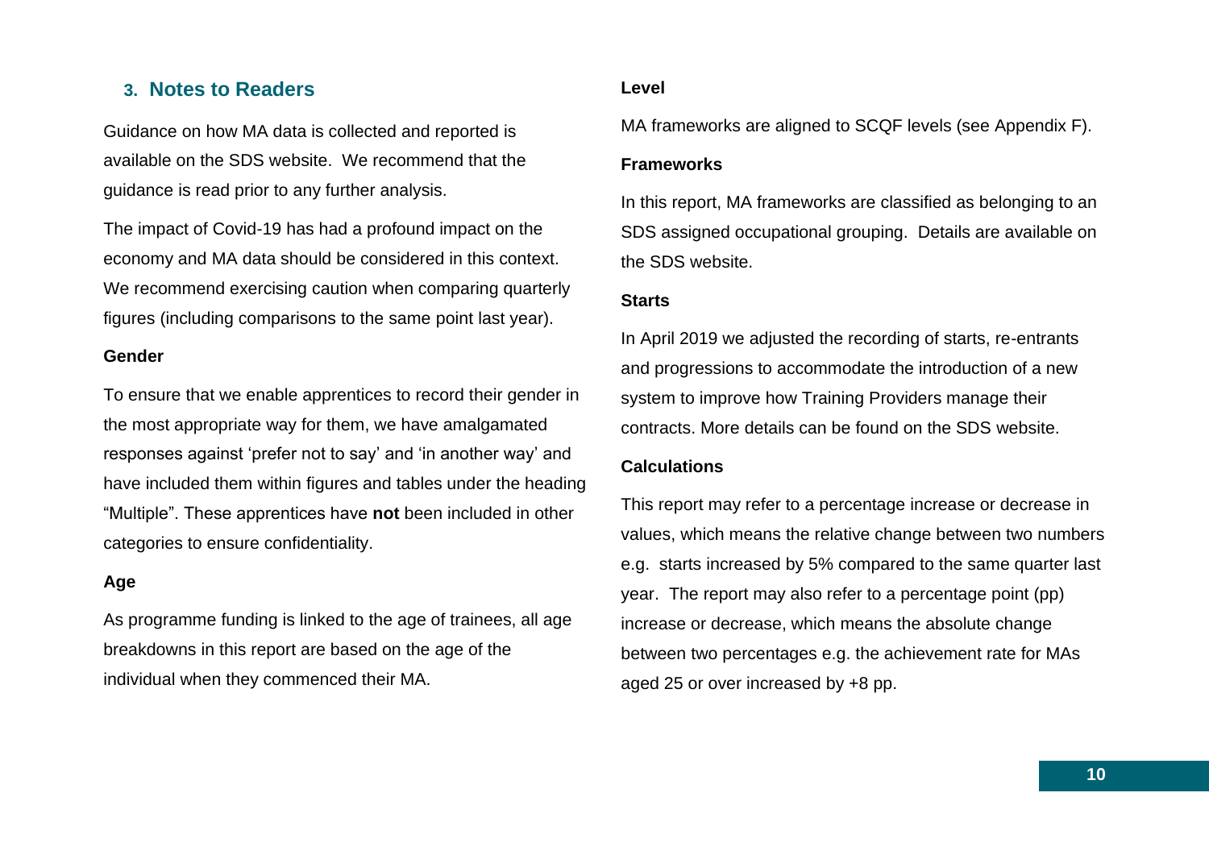## 3. Notes to Readers

Guidance on how MA data is collected and reported is available on the SDS website. We recommend that the guidance is read prior to any further analysis.

The impact of Covid-19 has had a profound impact on the economy and MA data should be considered in this context. We recommend exercising caution when comparing quarterly figures (including comparisons to the same point last year).

**Gender**

To ensure that we enable apprentices to record their gender in the most appropriate way for them, we have amalgamated responses against ‘prefer not to say’ and ‘in another way’ and have included them within figures and tables under the heading “Multiple”. These apprentices have **not** been included in other categories to ensure confidentiality.

**Age**

As programme funding is linked to the age of trainees, all age breakdowns in this report are based on the age of the individual when they commenced their MA.

**Level**

MA frameworks are aligned to SCQF levels (see Appendix F).

**Frameworks**

In this report, MA frameworks are classified as belonging to an SDS assigned occupational grouping. Details are available on the SDS website.

**Starts**

In April 2019 we adjusted the recording of starts, re-entrants and progressions to accommodate the introduction of a new system to improve how Training Providers manage their contracts. More details can be found on the SDS website.

**Calculations**

This report may refer to a percentage increase or decrease in values, which means the relative change between two numbers e.g. starts increased by 5% compared to the same quarter last year. The report may also refer to a percentage point (pp) increase or decrease, which means the absolute change between two percentages e.g. the achievement rate for MAs aged 25 or over increased by +8 pp.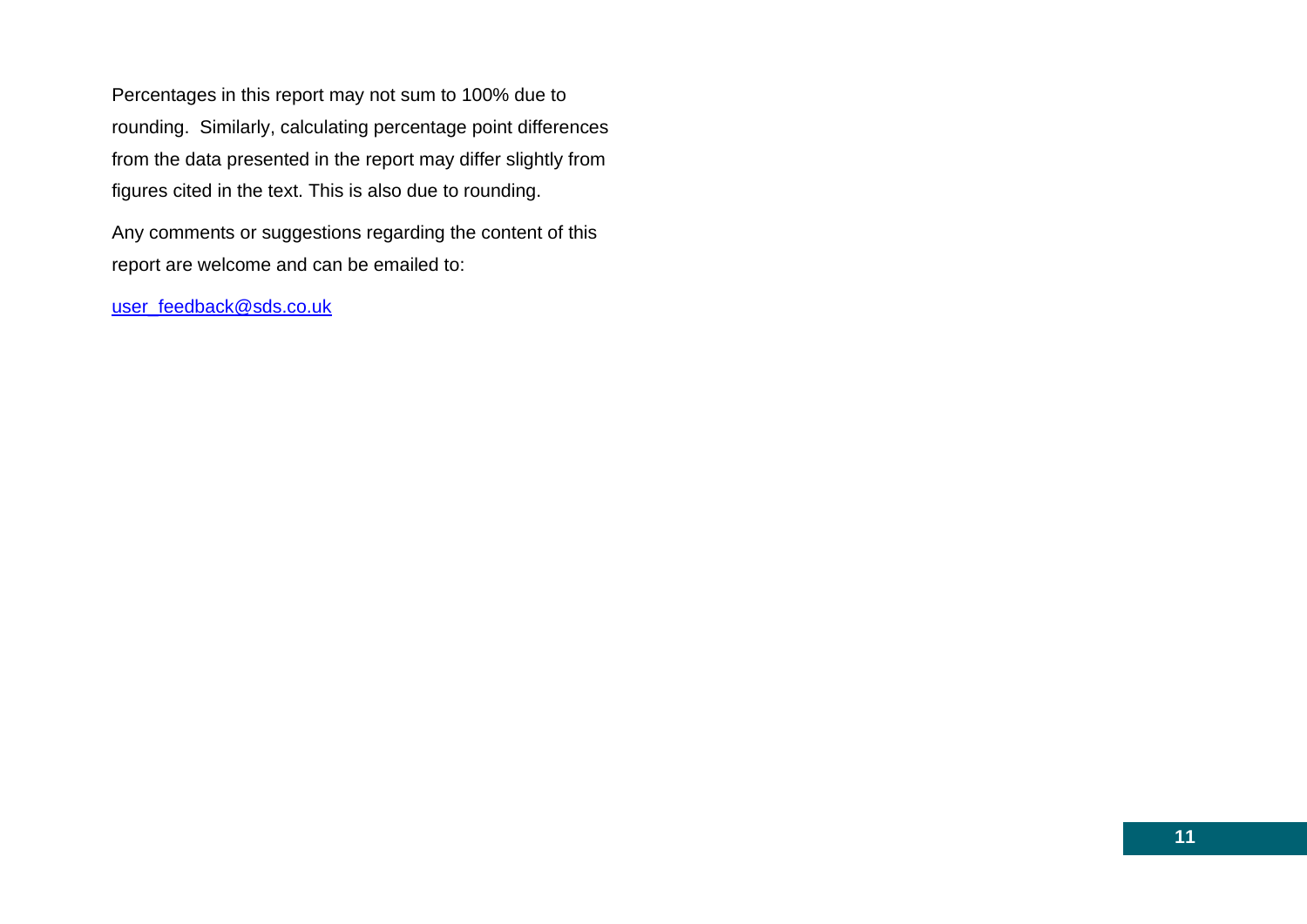Percentages in this report may not sum to 100% due to rounding. Similarly, calculating percentage point differences from the data presented in the report may differ slightly from figures cited in the text. This is also due to rounding.

Any comments or suggestions regarding the content of this report are welcome and can be emailed to:

user_feedback@sds.co.uk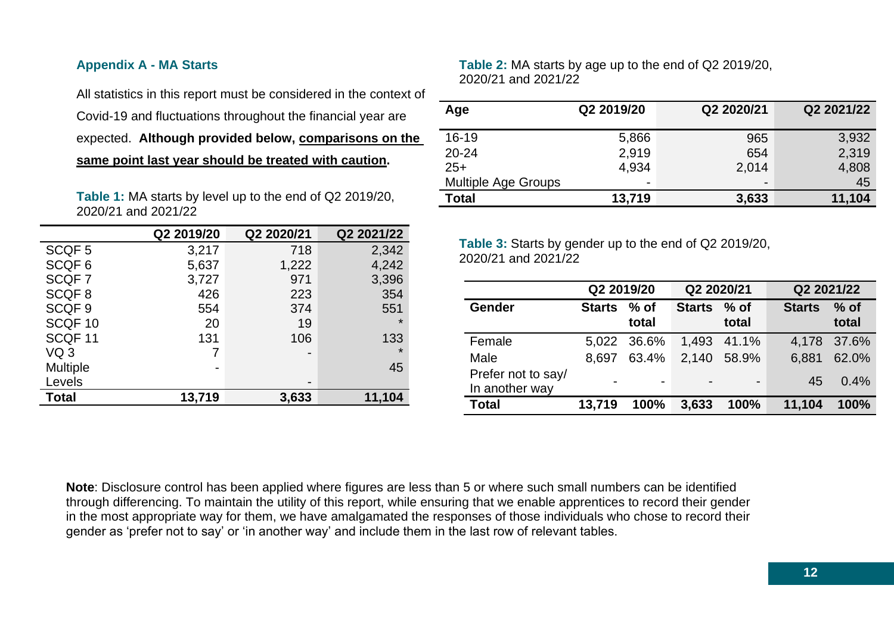## Appendix A - MA Starts

All statistics in this report must be considered in the context of Covid-19 and fluctuations throughout the financial year are expected. **Although provided below, <u>comparisons on the same point last year should be treated with caution</u>.**

**Table 1:** MA starts by level up to the end of Q2 2019/20, 2020/21 and 2021/22

| | Q2 2019/20 | Q2 2020/21 | Q2 2021/22 |
|---|---|---|---|
| SCQF 5 | 3,217 | 718 | 2,342 |
| SCQF 6 | 5,637 | 1,222 | 4,242 |
| SCQF 7 | 3,727 | 971 | 3,396 |
| SCQF 8 | 426 | 223 | 354 |
| SCQF 9 | 554 | 374 | 551 |
| SCQF 10 | 20 | 19 | * |
| SCQF 11 | 131 | 106 | 133 |
| VQ 3 | 7 | - | * |
| Multiple Levels | - | - | 45 |
| **Total** | **13,719** | **3,633** | **11,104** |

**Table 2:** MA starts by age up to the end of Q2 2019/20, 2020/21 and 2021/22

| Age | Q2 2019/20 | Q2 2020/21 | Q2 2021/22 |
|---|---|---|---|
| 16-19 | 5,866 | 965 | 3,932 |
| 20-24 | 2,919 | 654 | 2,319 |
| 25+ | 4,934 | 2,014 | 4,808 |
| Multiple Age Groups | - | - | 45 |
| **Total** | **13,719** | **3,633** | **11,104** |

**Table 3:** Starts by gender up to the end of Q2 2019/20, 2020/21 and 2021/22

| | Q2 2019/20 | | Q2 2020/21 | | Q2 2021/22 | |
|---|---|---|---|---|---|---|
| **Gender** | **Starts** | **% of total** | **Starts** | **% of total** | **Starts** | **% of total** |
| Female | 5,022 | 36.6% | 1,493 | 41.1% | 4,178 | 37.6% |
| Male | 8,697 | 63.4% | 2,140 | 58.9% | 6,881 | 62.0% |
| Prefer not to say/ In another way | - | - | - | - | 45 | 0.4% |
| **Total** | **13,719** | **100%** | **3,633** | **100%** | **11,104** | **100%** |

**Note**: Disclosure control has been applied where figures are less than 5 or where such small numbers can be identified through differencing. To maintain the utility of this report, while ensuring that we enable apprentices to record their gender in the most appropriate way for them, we have amalgamated the responses of those individuals who chose to record their gender as 'prefer not to say' or 'in another way' and include them in the last row of relevant tables.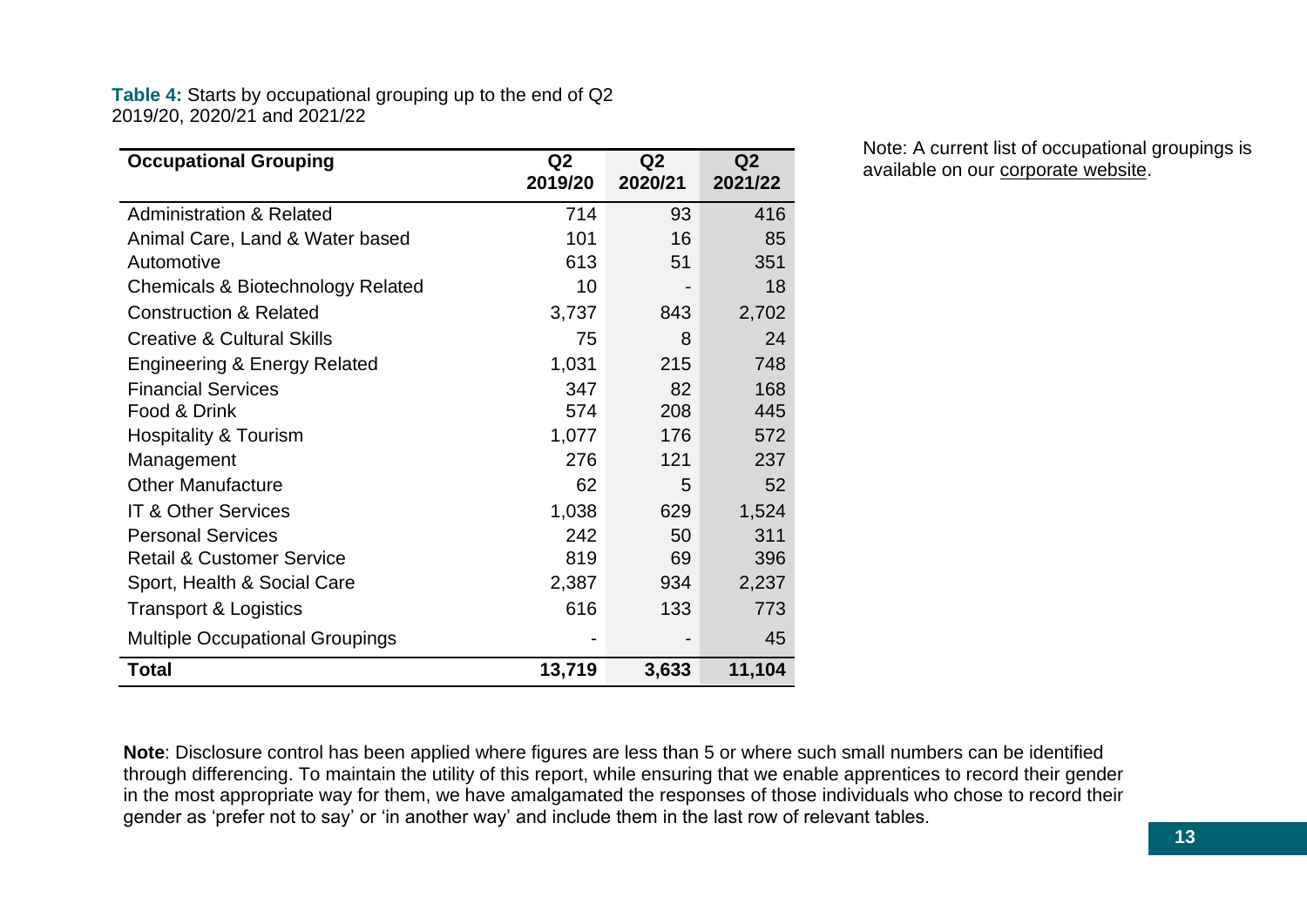**Table 4:** Starts by occupational grouping up to the end of Q2 2019/20, 2020/21 and 2021/22

| Occupational Grouping | Q2 2019/20 | Q2 2020/21 | Q2 2021/22 |
|---|---|---|---|
| Administration & Related | 714 | 93 | 416 |
| Animal Care, Land & Water based | 101 | 16 | 85 |
| Automotive | 613 | 51 | 351 |
| Chemicals & Biotechnology Related | 10 | - | 18 |
| Construction & Related | 3,737 | 843 | 2,702 |
| Creative & Cultural Skills | 75 | 8 | 24 |
| Engineering & Energy Related | 1,031 | 215 | 748 |
| Financial Services | 347 | 82 | 168 |
| Food & Drink | 574 | 208 | 445 |
| Hospitality & Tourism | 1,077 | 176 | 572 |
| Management | 276 | 121 | 237 |
| Other Manufacture | 62 | 5 | 52 |
| IT & Other Services | 1,038 | 629 | 1,524 |
| Personal Services | 242 | 50 | 311 |
| Retail & Customer Service | 819 | 69 | 396 |
| Sport, Health & Social Care | 2,387 | 934 | 2,237 |
| Transport & Logistics | 616 | 133 | 773 |
| Multiple Occupational Groupings | - | - | 45 |
| **Total** | **13,719** | **3,633** | **11,104** |

Note: A current list of occupational groupings is available on our corporate website.

**Note**: Disclosure control has been applied where figures are less than 5 or where such small numbers can be identified through differencing. To maintain the utility of this report, while ensuring that we enable apprentices to record their gender in the most appropriate way for them, we have amalgamated the responses of those individuals who chose to record their gender as 'prefer not to say' or 'in another way' and include them in the last row of relevant tables.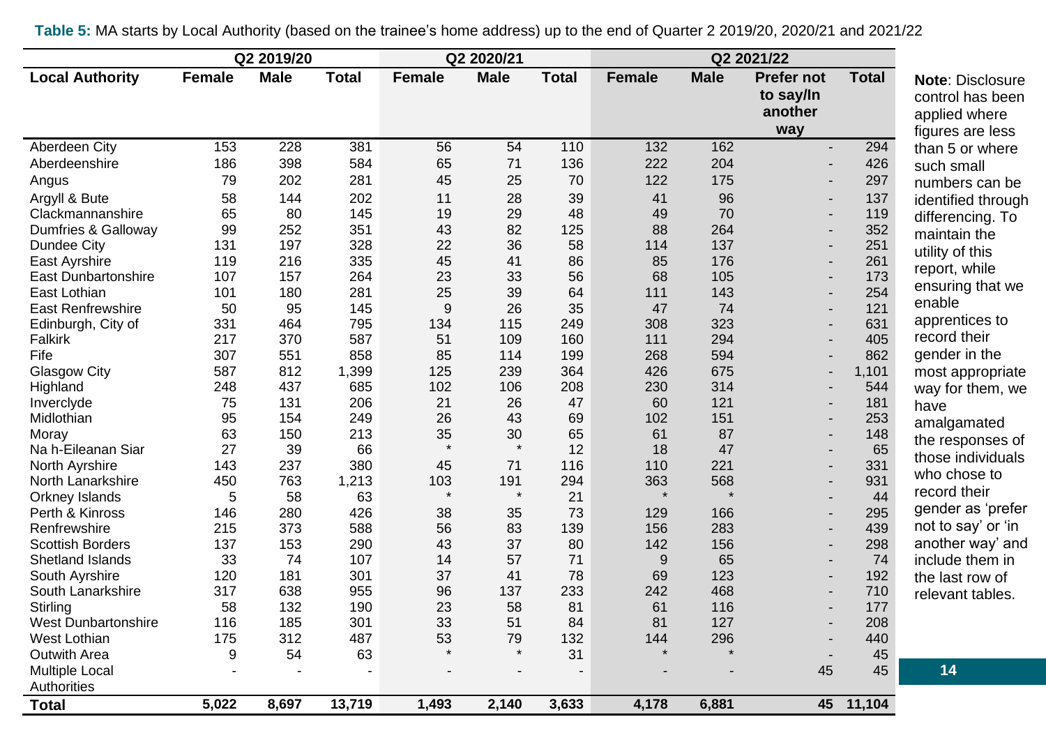**Table 5:** MA starts by Local Authority (based on the trainee's home address) up to the end of Quarter 2 2019/20, 2020/21 and 2021/22

| | Q2 2019/20 | | | Q2 2020/21 | | | Q2 2021/22 | | | |
|---|---|---|---|---|---|---|---|---|---|---|
| **Local Authority** | **Female** | **Male** | **Total** | **Female** | **Male** | **Total** | **Female** | **Male** | **Prefer not to say/In another way** | **Total** |
| Aberdeen City | 153 | 228 | 381 | 56 | 54 | 110 | 132 | 162 | - | 294 |
| Aberdeenshire | 186 | 398 | 584 | 65 | 71 | 136 | 222 | 204 | - | 426 |
| Angus | 79 | 202 | 281 | 45 | 25 | 70 | 122 | 175 | - | 297 |
| Argyll & Bute | 58 | 144 | 202 | 11 | 28 | 39 | 41 | 96 | - | 137 |
| Clackmannanshire | 65 | 80 | 145 | 19 | 29 | 48 | 49 | 70 | - | 119 |
| Dumfries & Galloway | 99 | 252 | 351 | 43 | 82 | 125 | 88 | 264 | - | 352 |
| Dundee City | 131 | 197 | 328 | 22 | 36 | 58 | 114 | 137 | - | 251 |
| East Ayrshire | 119 | 216 | 335 | 45 | 41 | 86 | 85 | 176 | - | 261 |
| East Dunbartonshire | 107 | 157 | 264 | 23 | 33 | 56 | 68 | 105 | - | 173 |
| East Lothian | 101 | 180 | 281 | 25 | 39 | 64 | 111 | 143 | - | 254 |
| East Renfrewshire | 50 | 95 | 145 | 9 | 26 | 35 | 47 | 74 | - | 121 |
| Edinburgh, City of | 331 | 464 | 795 | 134 | 115 | 249 | 308 | 323 | - | 631 |
| Falkirk | 217 | 370 | 587 | 51 | 109 | 160 | 111 | 294 | - | 405 |
| Fife | 307 | 551 | 858 | 85 | 114 | 199 | 268 | 594 | - | 862 |
| Glasgow City | 587 | 812 | 1,399 | 125 | 239 | 364 | 426 | 675 | - | 1,101 |
| Highland | 248 | 437 | 685 | 102 | 106 | 208 | 230 | 314 | - | 544 |
| Inverclyde | 75 | 131 | 206 | 21 | 26 | 47 | 60 | 121 | - | 181 |
| Midlothian | 95 | 154 | 249 | 26 | 43 | 69 | 102 | 151 | - | 253 |
| Moray | 63 | 150 | 213 | 35 | 30 | 65 | 61 | 87 | - | 148 |
| Na h-Eileanan Siar | 27 | 39 | 66 | * | * | 12 | 18 | 47 | - | 65 |
| North Ayrshire | 143 | 237 | 380 | 45 | 71 | 116 | 110 | 221 | - | 331 |
| North Lanarkshire | 450 | 763 | 1,213 | 103 | 191 | 294 | 363 | 568 | - | 931 |
| Orkney Islands | 5 | 58 | 63 | * | * | 21 | * | * | - | 44 |
| Perth & Kinross | 146 | 280 | 426 | 38 | 35 | 73 | 129 | 166 | - | 295 |
| Renfrewshire | 215 | 373 | 588 | 56 | 83 | 139 | 156 | 283 | - | 439 |
| Scottish Borders | 137 | 153 | 290 | 43 | 37 | 80 | 142 | 156 | - | 298 |
| Shetland Islands | 33 | 74 | 107 | 14 | 57 | 71 | 9 | 65 | - | 74 |
| South Ayrshire | 120 | 181 | 301 | 37 | 41 | 78 | 69 | 123 | - | 192 |
| South Lanarkshire | 317 | 638 | 955 | 96 | 137 | 233 | 242 | 468 | - | 710 |
| Stirling | 58 | 132 | 190 | 23 | 58 | 81 | 61 | 116 | - | 177 |
| West Dunbartonshire | 116 | 185 | 301 | 33 | 51 | 84 | 81 | 127 | - | 208 |
| West Lothian | 175 | 312 | 487 | 53 | 79 | 132 | 144 | 296 | - | 440 |
| Outwith Area | 9 | 54 | 63 | * | * | 31 | * | * | - | 45 |
| Multiple Local Authorities | - | - | - | - | - | - | - | - | 45 | 45 |
| **Total** | **5,022** | **8,697** | **13,719** | **1,493** | **2,140** | **3,633** | **4,178** | **6,881** | **45** | **11,104** |

**Note**: Disclosure control has been applied where figures are less than 5 or where such small numbers can be identified through differencing. To maintain the utility of this report, while ensuring that we enable apprentices to record their gender in the most appropriate way for them, we have amalgamated the responses of those individuals who chose to record their gender as 'prefer not to say' or 'in another way' and include them in the last row of relevant tables.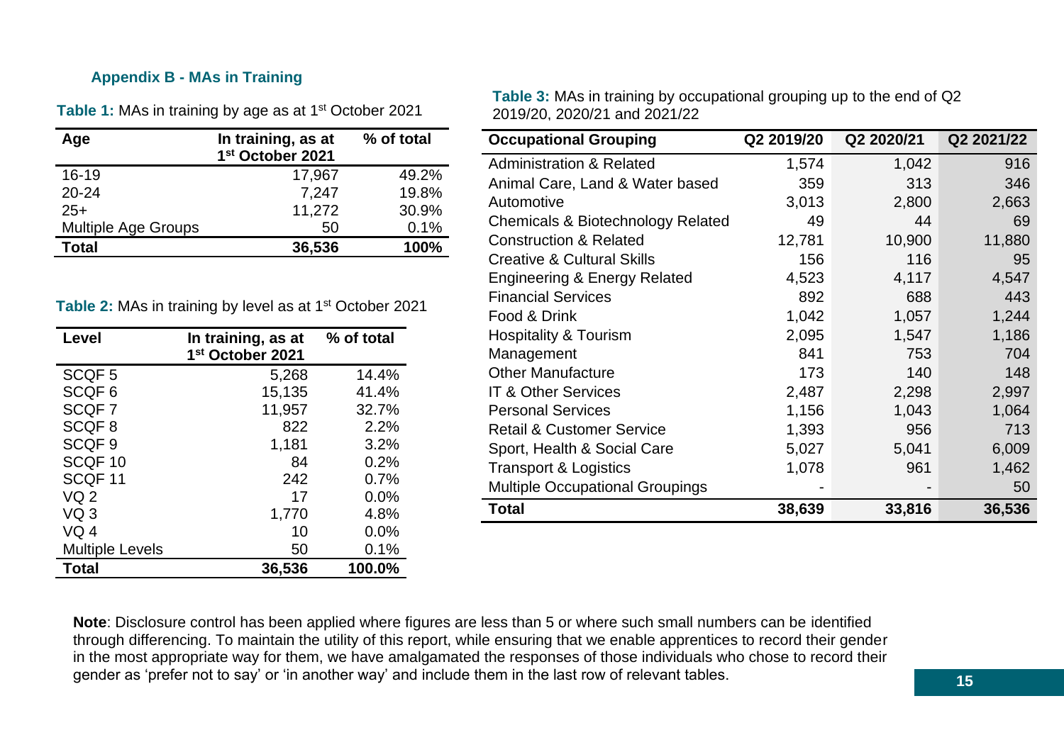## Appendix B - MAs in Training

**Table 1:** MAs in training by age as at 1st October 2021

| Age | In training, as at 1st October 2021 | % of total |
|---|---|---|
| 16-19 | 17,967 | 49.2% |
| 20-24 | 7,247 | 19.8% |
| 25+ | 11,272 | 30.9% |
| Multiple Age Groups | 50 | 0.1% |
| **Total** | **36,536** | **100%** |

**Table 2:** MAs in training by level as at 1st October 2021

| Level | In training, as at 1st October 2021 | % of total |
|---|---|---|
| SCQF 5 | 5,268 | 14.4% |
| SCQF 6 | 15,135 | 41.4% |
| SCQF 7 | 11,957 | 32.7% |
| SCQF 8 | 822 | 2.2% |
| SCQF 9 | 1,181 | 3.2% |
| SCQF 10 | 84 | 0.2% |
| SCQF 11 | 242 | 0.7% |
| VQ 2 | 17 | 0.0% |
| VQ 3 | 1,770 | 4.8% |
| VQ 4 | 10 | 0.0% |
| Multiple Levels | 50 | 0.1% |
| **Total** | **36,536** | **100.0%** |

**Table 3:** MAs in training by occupational grouping up to the end of Q2 2019/20, 2020/21 and 2021/22

| Occupational Grouping | Q2 2019/20 | Q2 2020/21 | Q2 2021/22 |
|---|---|---|---|
| Administration & Related | 1,574 | 1,042 | 916 |
| Animal Care, Land & Water based | 359 | 313 | 346 |
| Automotive | 3,013 | 2,800 | 2,663 |
| Chemicals & Biotechnology Related | 49 | 44 | 69 |
| Construction & Related | 12,781 | 10,900 | 11,880 |
| Creative & Cultural Skills | 156 | 116 | 95 |
| Engineering & Energy Related | 4,523 | 4,117 | 4,547 |
| Financial Services | 892 | 688 | 443 |
| Food & Drink | 1,042 | 1,057 | 1,244 |
| Hospitality & Tourism | 2,095 | 1,547 | 1,186 |
| Management | 841 | 753 | 704 |
| Other Manufacture | 173 | 140 | 148 |
| IT & Other Services | 2,487 | 2,298 | 2,997 |
| Personal Services | 1,156 | 1,043 | 1,064 |
| Retail & Customer Service | 1,393 | 956 | 713 |
| Sport, Health & Social Care | 5,027 | 5,041 | 6,009 |
| Transport & Logistics | 1,078 | 961 | 1,462 |
| Multiple Occupational Groupings | - | - | 50 |
| **Total** | **38,639** | **33,816** | **36,536** |

**Note**: Disclosure control has been applied where figures are less than 5 or where such small numbers can be identified through differencing. To maintain the utility of this report, while ensuring that we enable apprentices to record their gender in the most appropriate way for them, we have amalgamated the responses of those individuals who chose to record their gender as 'prefer not to say' or 'in another way' and include them in the last row of relevant tables.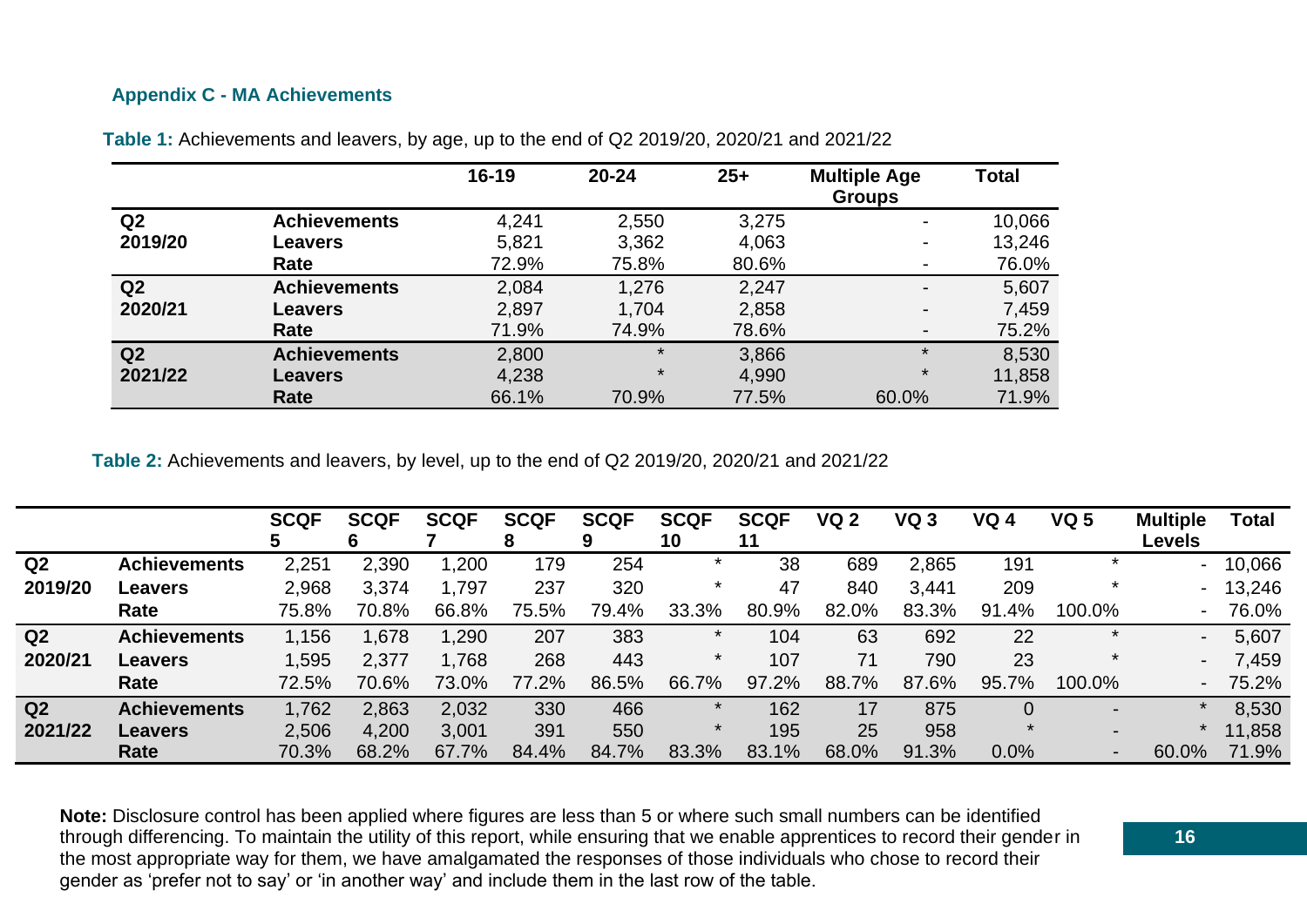### Appendix C - MA Achievements

**Table 1:** Achievements and leavers, by age, up to the end of Q2 2019/20, 2020/21 and 2021/22

| | | 16-19 | 20-24 | 25+ | Multiple Age Groups | Total |
|---|---|---|---|---|---|---|
| **Q2 2019/20** | **Achievements** | 4,241 | 2,550 | 3,275 | - | 10,066 |
| | **Leavers** | 5,821 | 3,362 | 4,063 | - | 13,246 |
| | **Rate** | 72.9% | 75.8% | 80.6% | - | 76.0% |
| **Q2 2020/21** | **Achievements** | 2,084 | 1,276 | 2,247 | - | 5,607 |
| | **Leavers** | 2,897 | 1,704 | 2,858 | - | 7,459 |
| | **Rate** | 71.9% | 74.9% | 78.6% | - | 75.2% |
| **Q2 2021/22** | **Achievements** | 2,800 | * | 3,866 | * | 8,530 |
| | **Leavers** | 4,238 | * | 4,990 | * | 11,858 |
| | **Rate** | 66.1% | 70.9% | 77.5% | 60.0% | 71.9% |

**Table 2:** Achievements and leavers, by level, up to the end of Q2 2019/20, 2020/21 and 2021/22

| | | SCQF 5 | SCQF 6 | SCQF 7 | SCQF 8 | SCQF 9 | SCQF 10 | SCQF 11 | VQ 2 | VQ 3 | VQ 4 | VQ 5 | Multiple Levels | Total |
|---|---|---|---|---|---|---|---|---|---|---|---|---|---|---|
| **Q2 2019/20** | **Achievements** | 2,251 | 2,390 | 1,200 | 179 | 254 | * | 38 | 689 | 2,865 | 191 | * | - | 10,066 |
| | **Leavers** | 2,968 | 3,374 | 1,797 | 237 | 320 | * | 47 | 840 | 3,441 | 209 | * | - | 13,246 |
| | **Rate** | 75.8% | 70.8% | 66.8% | 75.5% | 79.4% | 33.3% | 80.9% | 82.0% | 83.3% | 91.4% | 100.0% | - | 76.0% |
| **Q2 2020/21** | **Achievements** | 1,156 | 1,678 | 1,290 | 207 | 383 | * | 104 | 63 | 692 | 22 | * | - | 5,607 |
| | **Leavers** | 1,595 | 2,377 | 1,768 | 268 | 443 | * | 107 | 71 | 790 | 23 | * | - | 7,459 |
| | **Rate** | 72.5% | 70.6% | 73.0% | 77.2% | 86.5% | 66.7% | 97.2% | 88.7% | 87.6% | 95.7% | 100.0% | - | 75.2% |
| **Q2 2021/22** | **Achievements** | 1,762 | 2,863 | 2,032 | 330 | 466 | * | 162 | 17 | 875 | 0 | - | * | 8,530 |
| | **Leavers** | 2,506 | 4,200 | 3,001 | 391 | 550 | * | 195 | 25 | 958 | * | - | * | 11,858 |
| | **Rate** | 70.3% | 68.2% | 67.7% | 84.4% | 84.7% | 83.3% | 83.1% | 68.0% | 91.3% | 0.0% | - | 60.0% | 71.9% |

**Note:** Disclosure control has been applied where figures are less than 5 or where such small numbers can be identified through differencing. To maintain the utility of this report, while ensuring that we enable apprentices to record their gender in the most appropriate way for them, we have amalgamated the responses of those individuals who chose to record their gender as 'prefer not to say' or 'in another way' and include them in the last row of the table.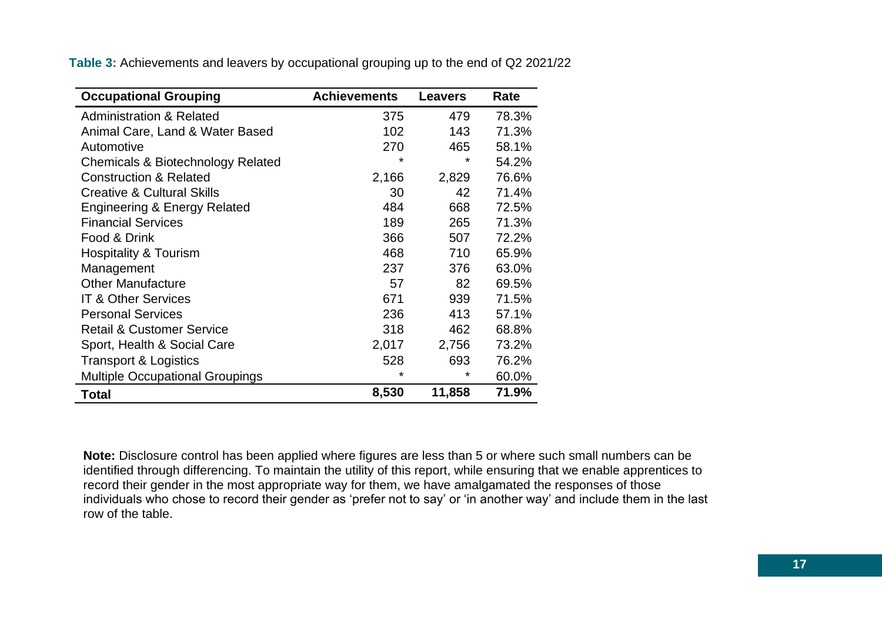**Table 3:** Achievements and leavers by occupational grouping up to the end of Q2 2021/22

| Occupational Grouping | Achievements | Leavers | Rate |
|---|---|---|---|
| Administration & Related | 375 | 479 | 78.3% |
| Animal Care, Land & Water Based | 102 | 143 | 71.3% |
| Automotive | 270 | 465 | 58.1% |
| Chemicals & Biotechnology Related | * | * | 54.2% |
| Construction & Related | 2,166 | 2,829 | 76.6% |
| Creative & Cultural Skills | 30 | 42 | 71.4% |
| Engineering & Energy Related | 484 | 668 | 72.5% |
| Financial Services | 189 | 265 | 71.3% |
| Food & Drink | 366 | 507 | 72.2% |
| Hospitality & Tourism | 468 | 710 | 65.9% |
| Management | 237 | 376 | 63.0% |
| Other Manufacture | 57 | 82 | 69.5% |
| IT & Other Services | 671 | 939 | 71.5% |
| Personal Services | 236 | 413 | 57.1% |
| Retail & Customer Service | 318 | 462 | 68.8% |
| Sport, Health & Social Care | 2,017 | 2,756 | 73.2% |
| Transport & Logistics | 528 | 693 | 76.2% |
| Multiple Occupational Groupings | * | * | 60.0% |
| **Total** | **8,530** | **11,858** | **71.9%** |

**Note:** Disclosure control has been applied where figures are less than 5 or where such small numbers can be identified through differencing. To maintain the utility of this report, while ensuring that we enable apprentices to record their gender in the most appropriate way for them, we have amalgamated the responses of those individuals who chose to record their gender as 'prefer not to say' or 'in another way' and include them in the last row of the table.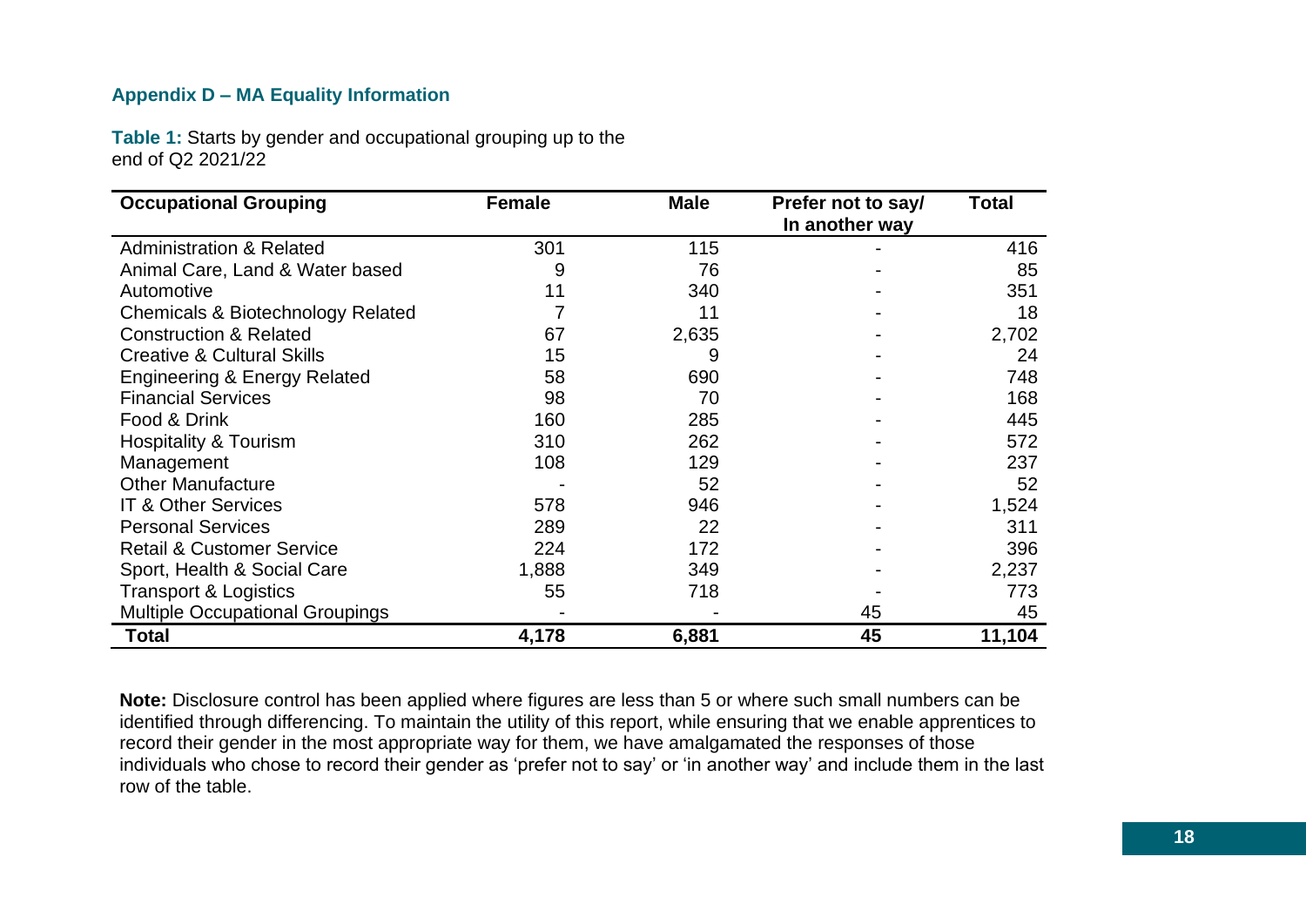### Appendix D – MA Equality Information

**Table 1:** Starts by gender and occupational grouping up to the end of Q2 2021/22

| Occupational Grouping | Female | Male | Prefer not to say/ In another way | Total |
|---|---|---|---|---|
| Administration & Related | 301 | 115 | - | 416 |
| Animal Care, Land & Water based | 9 | 76 | - | 85 |
| Automotive | 11 | 340 | - | 351 |
| Chemicals & Biotechnology Related | 7 | 11 | - | 18 |
| Construction & Related | 67 | 2,635 | - | 2,702 |
| Creative & Cultural Skills | 15 | 9 | - | 24 |
| Engineering & Energy Related | 58 | 690 | - | 748 |
| Financial Services | 98 | 70 | - | 168 |
| Food & Drink | 160 | 285 | - | 445 |
| Hospitality & Tourism | 310 | 262 | - | 572 |
| Management | 108 | 129 | - | 237 |
| Other Manufacture | - | 52 | - | 52 |
| IT & Other Services | 578 | 946 | - | 1,524 |
| Personal Services | 289 | 22 | - | 311 |
| Retail & Customer Service | 224 | 172 | - | 396 |
| Sport, Health & Social Care | 1,888 | 349 | - | 2,237 |
| Transport & Logistics | 55 | 718 | - | 773 |
| Multiple Occupational Groupings | - | - | 45 | 45 |
| **Total** | **4,178** | **6,881** | **45** | **11,104** |

**Note:** Disclosure control has been applied where figures are less than 5 or where such small numbers can be identified through differencing. To maintain the utility of this report, while ensuring that we enable apprentices to record their gender in the most appropriate way for them, we have amalgamated the responses of those individuals who chose to record their gender as 'prefer not to say' or 'in another way' and include them in the last row of the table.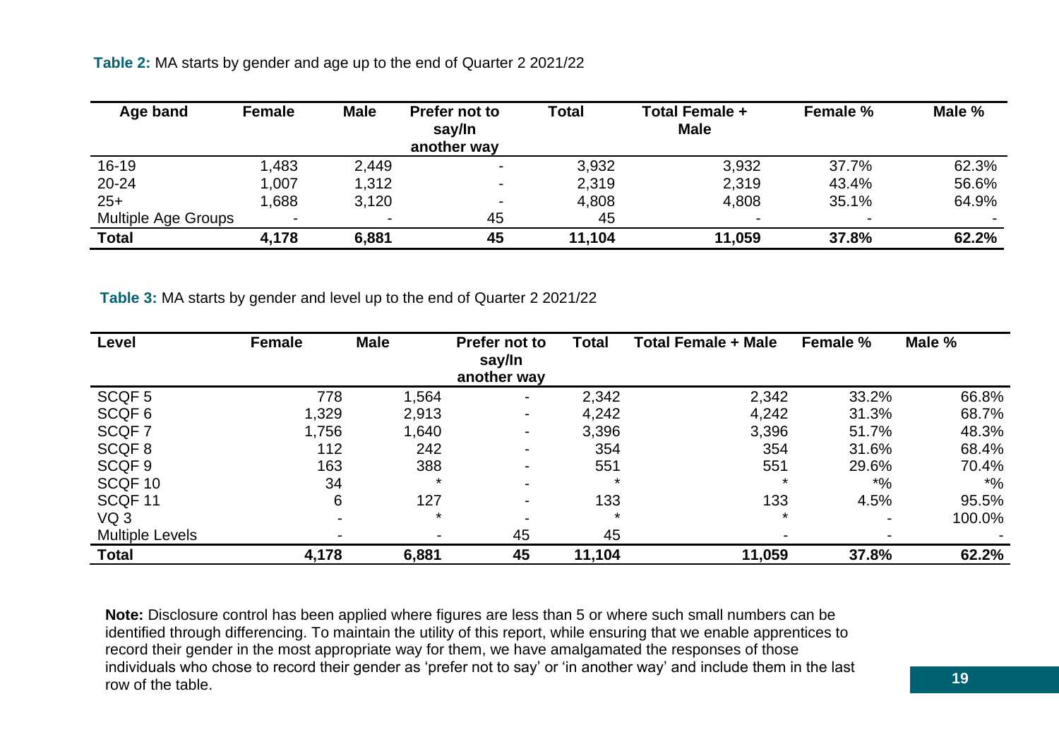**Table 2:** MA starts by gender and age up to the end of Quarter 2 2021/22

| Age band | Female | Male | Prefer not to say/In another way | Total | Total Female + Male | Female % | Male % |
|---|---|---|---|---|---|---|---|
| 16-19 | 1,483 | 2,449 | - | 3,932 | 3,932 | 37.7% | 62.3% |
| 20-24 | 1,007 | 1,312 | - | 2,319 | 2,319 | 43.4% | 56.6% |
| 25+ | 1,688 | 3,120 | - | 4,808 | 4,808 | 35.1% | 64.9% |
| Multiple Age Groups | - | - | 45 | 45 | - | - | - |
| **Total** | **4,178** | **6,881** | **45** | **11,104** | **11,059** | **37.8%** | **62.2%** |

**Table 3:** MA starts by gender and level up to the end of Quarter 2 2021/22

| Level | Female | Male | Prefer not to say/In another way | Total | Total Female + Male | Female % | Male % |
|---|---|---|---|---|---|---|---|
| SCQF 5 | 778 | 1,564 | - | 2,342 | 2,342 | 33.2% | 66.8% |
| SCQF 6 | 1,329 | 2,913 | - | 4,242 | 4,242 | 31.3% | 68.7% |
| SCQF 7 | 1,756 | 1,640 | - | 3,396 | 3,396 | 51.7% | 48.3% |
| SCQF 8 | 112 | 242 | - | 354 | 354 | 31.6% | 68.4% |
| SCQF 9 | 163 | 388 | - | 551 | 551 | 29.6% | 70.4% |
| SCQF 10 | 34 | * | - | * | * | *% | *% |
| SCQF 11 | 6 | 127 | - | 133 | 133 | 4.5% | 95.5% |
| VQ 3 | - | * | - | * | * | - | 100.0% |
| Multiple Levels | - | - | 45 | 45 | - | - | - |
| **Total** | **4,178** | **6,881** | **45** | **11,104** | **11,059** | **37.8%** | **62.2%** |

**Note:** Disclosure control has been applied where figures are less than 5 or where such small numbers can be identified through differencing. To maintain the utility of this report, while ensuring that we enable apprentices to record their gender in the most appropriate way for them, we have amalgamated the responses of those individuals who chose to record their gender as 'prefer not to say' or 'in another way' and include them in the last row of the table.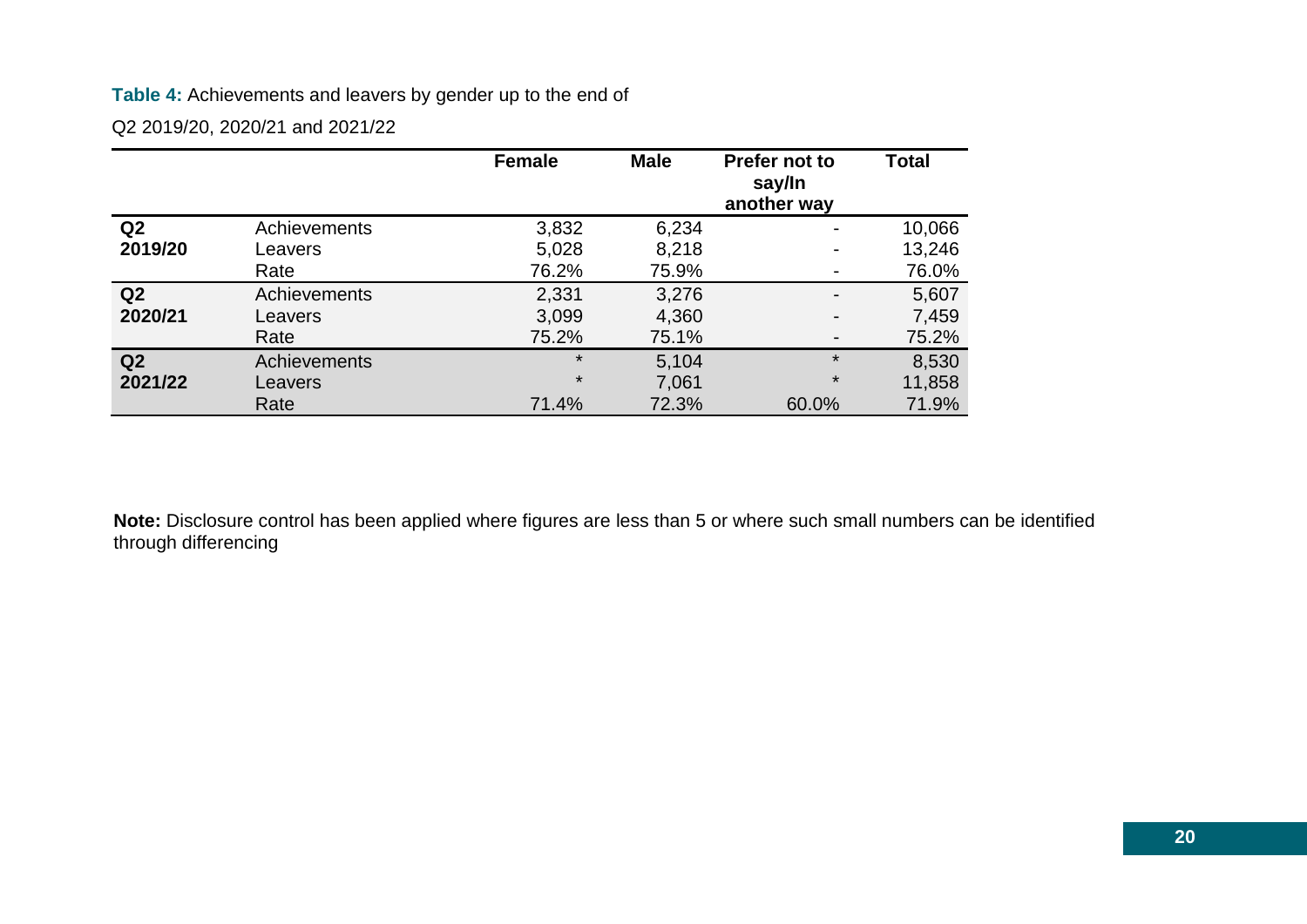**Table 4:** Achievements and leavers by gender up to the end of

Q2 2019/20, 2020/21 and 2021/22

| | | Female | Male | Prefer not to say/In another way | Total |
|---|---|---|---|---|---|
| **Q2 2019/20** | Achievements | 3,832 | 6,234 | - | 10,066 |
| | Leavers | 5,028 | 8,218 | - | 13,246 |
| | Rate | 76.2% | 75.9% | - | 76.0% |
| **Q2 2020/21** | Achievements | 2,331 | 3,276 | - | 5,607 |
| | Leavers | 3,099 | 4,360 | - | 7,459 |
| | Rate | 75.2% | 75.1% | - | 75.2% |
| **Q2 2021/22** | Achievements | * | 5,104 | * | 8,530 |
| | Leavers | * | 7,061 | * | 11,858 |
| | Rate | 71.4% | 72.3% | 60.0% | 71.9% |

**Note:** Disclosure control has been applied where figures are less than 5 or where such small numbers can be identified through differencing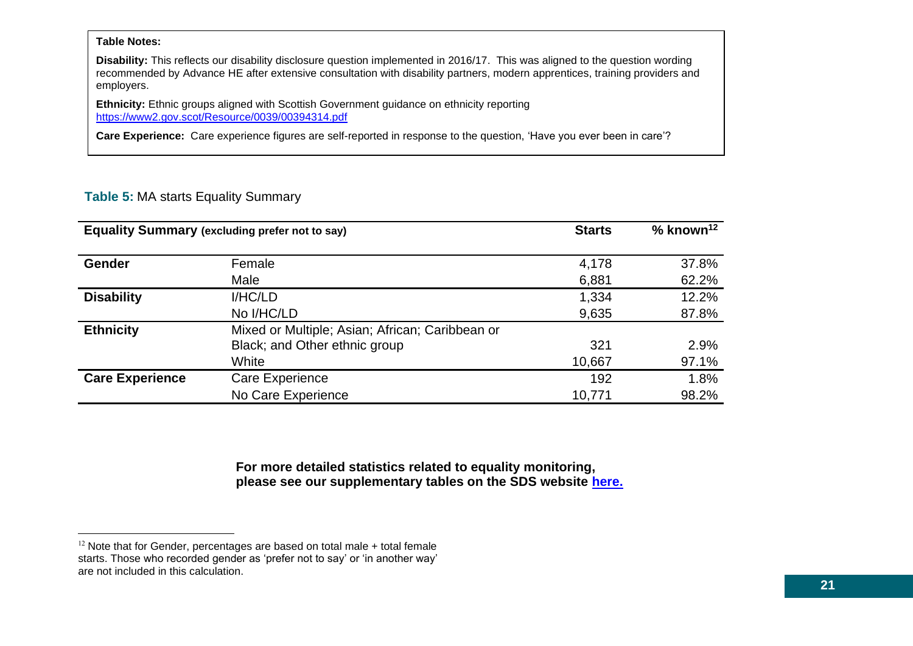**Table Notes:**

**Disability:** This reflects our disability disclosure question implemented in 2016/17. This was aligned to the question wording recommended by Advance HE after extensive consultation with disability partners, modern apprentices, training providers and employers.

**Ethnicity:** Ethnic groups aligned with Scottish Government guidance on ethnicity reporting https://www2.gov.scot/Resource/0039/00394314.pdf

**Care Experience:** Care experience figures are self-reported in response to the question, 'Have you ever been in care'?

**Table 5:** MA starts Equality Summary

| **Equality Summary** (excluding prefer not to say) | | **Starts** | **% known**[12] |
|---|---|---|---|
| **Gender** | Female | 4,178 | 37.8% |
| | Male | 6,881 | 62.2% |
| **Disability** | I/HC/LD | 1,334 | 12.2% |
| | No I/HC/LD | 9,635 | 87.8% |
| **Ethnicity** | Mixed or Multiple; Asian; African; Caribbean or Black; and Other ethnic group | 321 | 2.9% |
| | White | 10,667 | 97.1% |
| **Care Experience** | Care Experience | 192 | 1.8% |
| | No Care Experience | 10,771 | 98.2% |

**For more detailed statistics related to equality monitoring, please see our supplementary tables on the SDS website here.**

[12] Note that for Gender, percentages are based on total male + total female starts. Those who recorded gender as 'prefer not to say' or 'in another way' are not included in this calculation.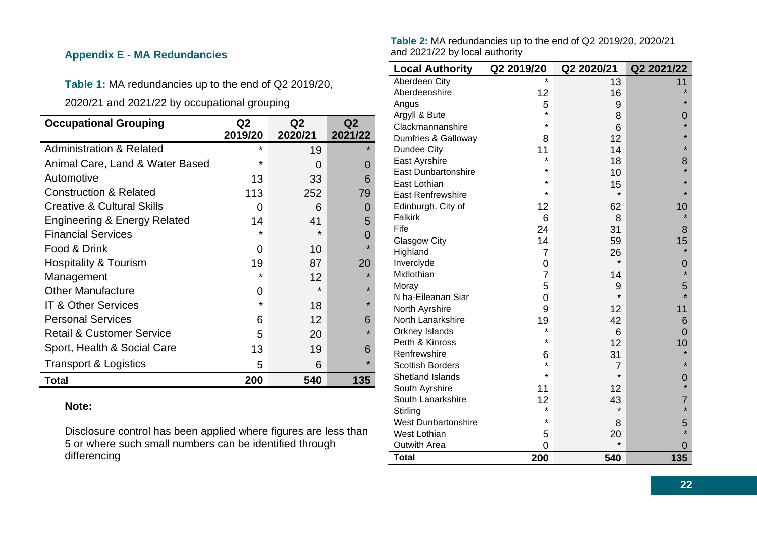## Appendix E - MA Redundancies

**Table 1:** MA redundancies up to the end of Q2 2019/20, 2020/21 and 2021/22 by occupational grouping

| Occupational Grouping | Q2 2019/20 | Q2 2020/21 | Q2 2021/22 |
|---|---|---|---|
| Administration & Related | * | 19 | * |
| Animal Care, Land & Water Based | * | 0 | 0 |
| Automotive | 13 | 33 | 6 |
| Construction & Related | 113 | 252 | 79 |
| Creative & Cultural Skills | 0 | 6 | 0 |
| Engineering & Energy Related | 14 | 41 | 5 |
| Financial Services | * | * | 0 |
| Food & Drink | 0 | 10 | * |
| Hospitality & Tourism | 19 | 87 | 20 |
| Management | * | 12 | * |
| Other Manufacture | 0 | * | * |
| IT & Other Services | * | 18 | * |
| Personal Services | 6 | 12 | 6 |
| Retail & Customer Service | 5 | 20 | * |
| Sport, Health & Social Care | 13 | 19 | 6 |
| Transport & Logistics | 5 | 6 | * |
| **Total** | **200** | **540** | **135** |

**Note:**

Disclosure control has been applied where figures are less than 5 or where such small numbers can be identified through differencing

**Table 2:** MA redundancies up to the end of Q2 2019/20, 2020/21 and 2021/22 by local authority

| Local Authority | Q2 2019/20 | Q2 2020/21 | Q2 2021/22 |
|---|---|---|---|
| Aberdeen City | * | 13 | 11 |
| Aberdeenshire | 12 | 16 | * |
| Angus | 5 | 9 | * |
| Argyll & Bute | * | 8 | 0 |
| Clackmannanshire | * | 6 | * |
| Dumfries & Galloway | 8 | 12 | * |
| Dundee City | 11 | 14 | * |
| East Ayrshire | * | 18 | 8 |
| East Dunbartonshire | * | 10 | * |
| East Lothian | * | 15 | * |
| East Renfrewshire | * | * | * |
| Edinburgh, City of | 12 | 62 | 10 |
| Falkirk | 6 | 8 | * |
| Fife | 24 | 31 | 8 |
| Glasgow City | 14 | 59 | 15 |
| Highland | 7 | 26 | * |
| Inverclyde | 0 | * | 0 |
| Midlothian | 7 | 14 | * |
| Moray | 5 | 9 | 5 |
| N ha-Eileanan Siar | 0 | * | * |
| North Ayrshire | 9 | 12 | 11 |
| North Lanarkshire | 19 | 42 | 6 |
| Orkney Islands | * | 6 | 0 |
| Perth & Kinross | * | 12 | 10 |
| Renfrewshire | 6 | 31 | * |
| Scottish Borders | * | 7 | * |
| Shetland Islands | * | * | 0 |
| South Ayrshire | 11 | 12 | * |
| South Lanarkshire | 12 | 43 | 7 |
| Stirling | * | * | * |
| West Dunbartonshire | * | 8 | 5 |
| West Lothian | 5 | 20 | * |
| Outwith Area | 0 | * | 0 |
| **Total** | **200** | **540** | **135** |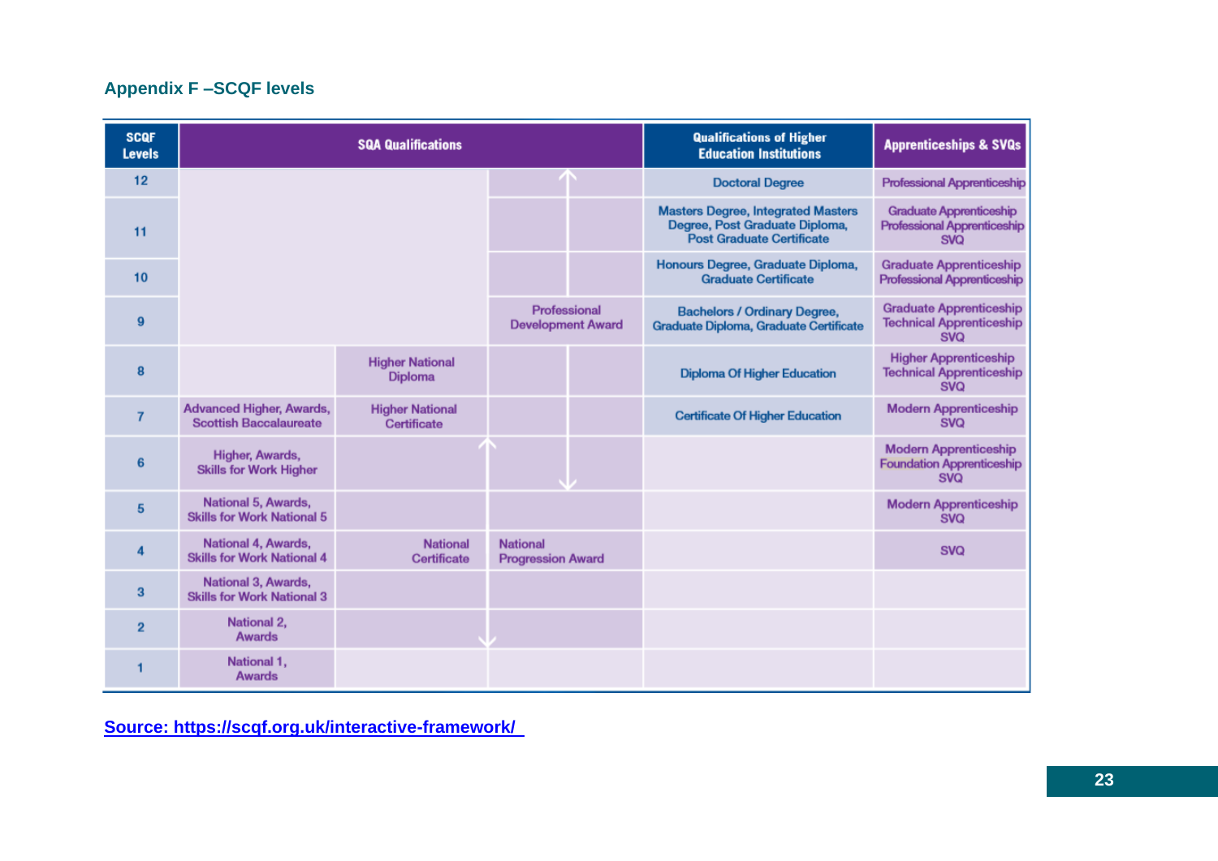## Appendix F –SCQF levels

| SCQF Levels | SQA Qualifications | | | Qualifications of Higher Education Institutions | Apprenticeships & SVQs |
|---|---|---|---|---|---|
| 12 | | | | Doctoral Degree | Professional Apprenticeship |
| 11 | | | | Masters Degree, Integrated Masters Degree, Post Graduate Diploma, Post Graduate Certificate | Graduate Apprenticeship Professional Apprenticeship SVQ |
| 10 | | | | Honours Degree, Graduate Diploma, Graduate Certificate | Graduate Apprenticeship Professional Apprenticeship |
| 9 | | | Professional Development Award | Bachelors / Ordinary Degree, Graduate Diploma, Graduate Certificate | Graduate Apprenticeship Technical Apprenticeship SVQ |
| 8 | | Higher National Diploma | | Diploma Of Higher Education | Higher Apprenticeship Technical Apprenticeship SVQ |
| 7 | Advanced Higher, Awards, Scottish Baccalaureate | Higher National Certificate | | Certificate Of Higher Education | Modern Apprenticeship SVQ |
| 6 | Higher, Awards, Skills for Work Higher | | | | Modern Apprenticeship Foundation Apprenticeship SVQ |
| 5 | National 5, Awards, Skills for Work National 5 | | | | Modern Apprenticeship SVQ |
| 4 | National 4, Awards, Skills for Work National 4 | National Certificate | National Progression Award | | SVQ |
| 3 | National 3, Awards, Skills for Work National 3 | | | | |
| 2 | National 2, Awards | | | | |
| 1 | National 1, Awards | | | | |

Source: https://scqf.org.uk/interactive-framework/